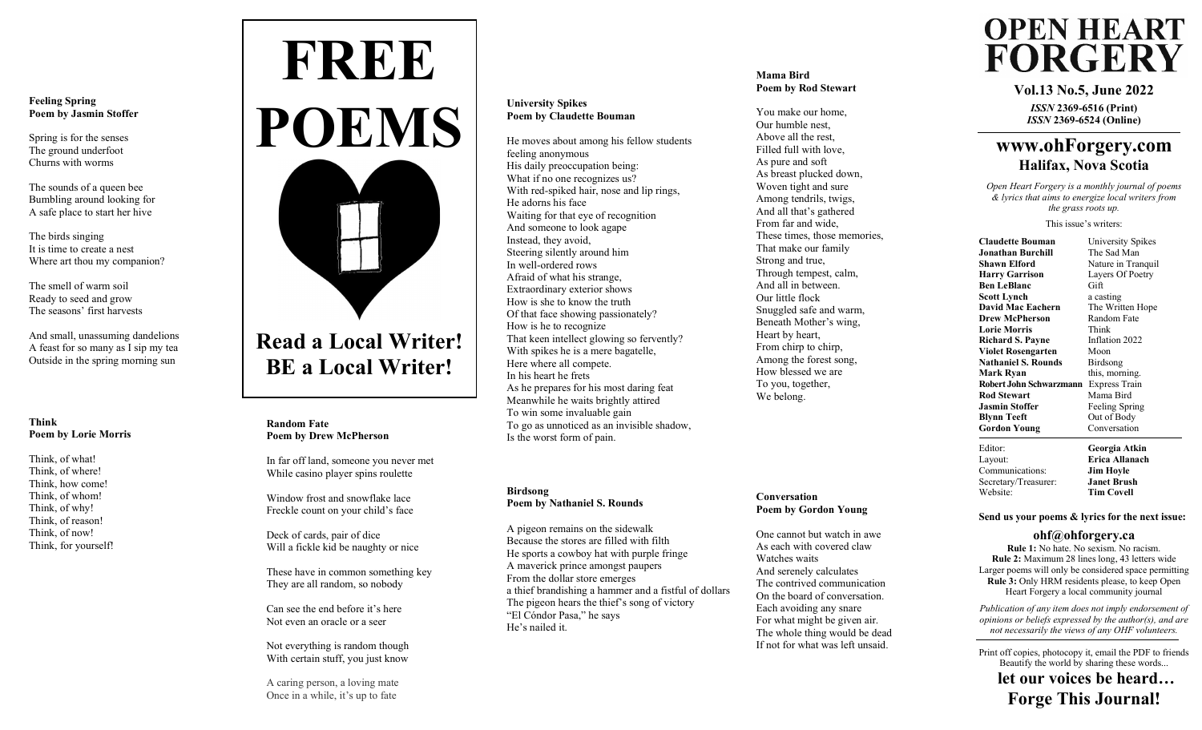# OPEN HEART FORGERY

**Vol.13 No.5, June 2022**

*ISSN* **2369-6516 (Print)**
*ISSN* **2369-6524 (Online)**

## www.ohForgery.com

### Halifax, Nova Scotia

*Open Heart Forgery is a monthly journal of poems & lyrics that aims to energize local writers from the grass roots up.*

This issue's writers:

| | |
|---|---|
| **Claudette Bouman** | University Spikes |
| **Jonathan Burchill** | The Sad Man |
| **Shawn Elford** | Nature in Tranquil |
| **Harry Garrison** | Layers Of Poetry |
| **Ben LeBlanc** | Gift |
| **Scott Lynch** | a casting |
| **David Mac Eachern** | The Written Hope |
| **Drew McPherson** | Random Fate |
| **Lorie Morris** | Think |
| **Richard S. Payne** | Inflation 2022 |
| **Violet Rosengarten** | Moon |
| **Nathaniel S. Rounds** | Birdsong |
| **Mark Ryan** | this, morning. |
| **Robert John Schwarzmann** | Express Train |
| **Rod Stewart** | Mama Bird |
| **Jasmin Stoffer** | Feeling Spring |
| **Blynn Teeft** | Out of Body |
| **Gordon Young** | Conversation |

| | |
|---|---|
| Editor: | **Georgia Atkin** |
| Layout: | **Erica Allanach** |
| Communications: | **Jim Hoyle** |
| Secretary/Treasurer: | **Janet Brush** |
| Website: | **Tim Covell** |

**Send us your poems & lyrics for the next issue:**

**ohf@ohforgery.ca**

**Rule 1:** No hate. No sexism. No racism.
**Rule 2:** Maximum 28 lines long, 43 letters wide
Larger poems will only be considered space permitting
**Rule 3:** Only HRM residents please, to keep Open Heart Forgery a local community journal

*Publication of any item does not imply endorsement of opinions or beliefs expressed by the author(s), and are not necessarily the views of any OHF volunteers.*

Print off copies, photocopy it, email the PDF to friends
Beautify the world by sharing these words...

**let our voices be heard…**
**Forge This Journal!**

---

# FREE POEMS

**Read a Local Writer!**
**BE a Local Writer!**

---

**Feeling Spring**
**Poem by Jasmin Stoffer**

Spring is for the senses
The ground underfoot
Churns with worms

The sounds of a queen bee
Bumbling around looking for
A safe place to start her hive

The birds singing
It is time to create a nest
Where art thou my companion?

The smell of warm soil
Ready to seed and grow
The seasons' first harvests

And small, unassuming dandelions
A feast for so many as I sip my tea
Outside in the spring morning sun

**Think**
**Poem by Lorie Morris**

Think, of what!
Think, of where!
Think, how come!
Think, of whom!
Think, of why!
Think, of reason!
Think, of now!
Think, for yourself!

**Random Fate**
**Poem by Drew McPherson**

In far off land, someone you never met
While casino player spins roulette

Window frost and snowflake lace
Freckle count on your child's face

Deck of cards, pair of dice
Will a fickle kid be naughty or nice

These have in common something key
They are all random, so nobody

Can see the end before it's here
Not even an oracle or a seer

Not everything is random though
With certain stuff, you just know

A caring person, a loving mate
Once in a while, it's up to fate

**University Spikes**
**Poem by Claudette Bouman**

He moves about among his fellow students
feeling anonymous
His daily preoccupation being:
What if no one recognizes us?
With red-spiked hair, nose and lip rings,
He adorns his face
Waiting for that eye of recognition
And someone to look agape
Instead, they avoid,
Steering silently around him
In well-ordered rows
Afraid of what his strange,
Extraordinary exterior shows
How is she to know the truth
Of that face showing passionately?
How is he to recognize
That keen intellect glowing so fervently?
With spikes he is a mere bagatelle,
Here where all compete.
In his heart he frets
As he prepares for his most daring feat
Meanwhile he waits brightly attired
To win some invaluable gain
To go as unnoticed as an invisible shadow,
Is the worst form of pain.

**Birdsong**
**Poem by Nathaniel S. Rounds**

A pigeon remains on the sidewalk
Because the stores are filled with filth
He sports a cowboy hat with purple fringe
A maverick prince amongst paupers
From the dollar store emerges
a thief brandishing a hammer and a fistful of dollars
The pigeon hears the thief's song of victory
"El Cóndor Pasa," he says
He's nailed it.

**Mama Bird**
**Poem by Rod Stewart**

You make our home,
Our humble nest,
Above all the rest,
Filled full with love,
As pure and soft
As breast plucked down,
Woven tight and sure
Among tendrils, twigs,
And all that's gathered
From far and wide,
These times, those memories,
That make our family
Strong and true,
Through tempest, calm,
And all in between.
Our little flock
Snuggled safe and warm,
Beneath Mother's wing,
Heart by heart,
From chirp to chirp,
Among the forest song,
How blessed we are
To you, together,
We belong.

**Conversation**
**Poem by Gordon Young**

One cannot but watch in awe
As each with covered claw
Watches waits
And serenely calculates
The contrived communication
On the board of conversation.
Each avoiding any snare
For what might be given air.
The whole thing would be dead
If not for what was left unsaid.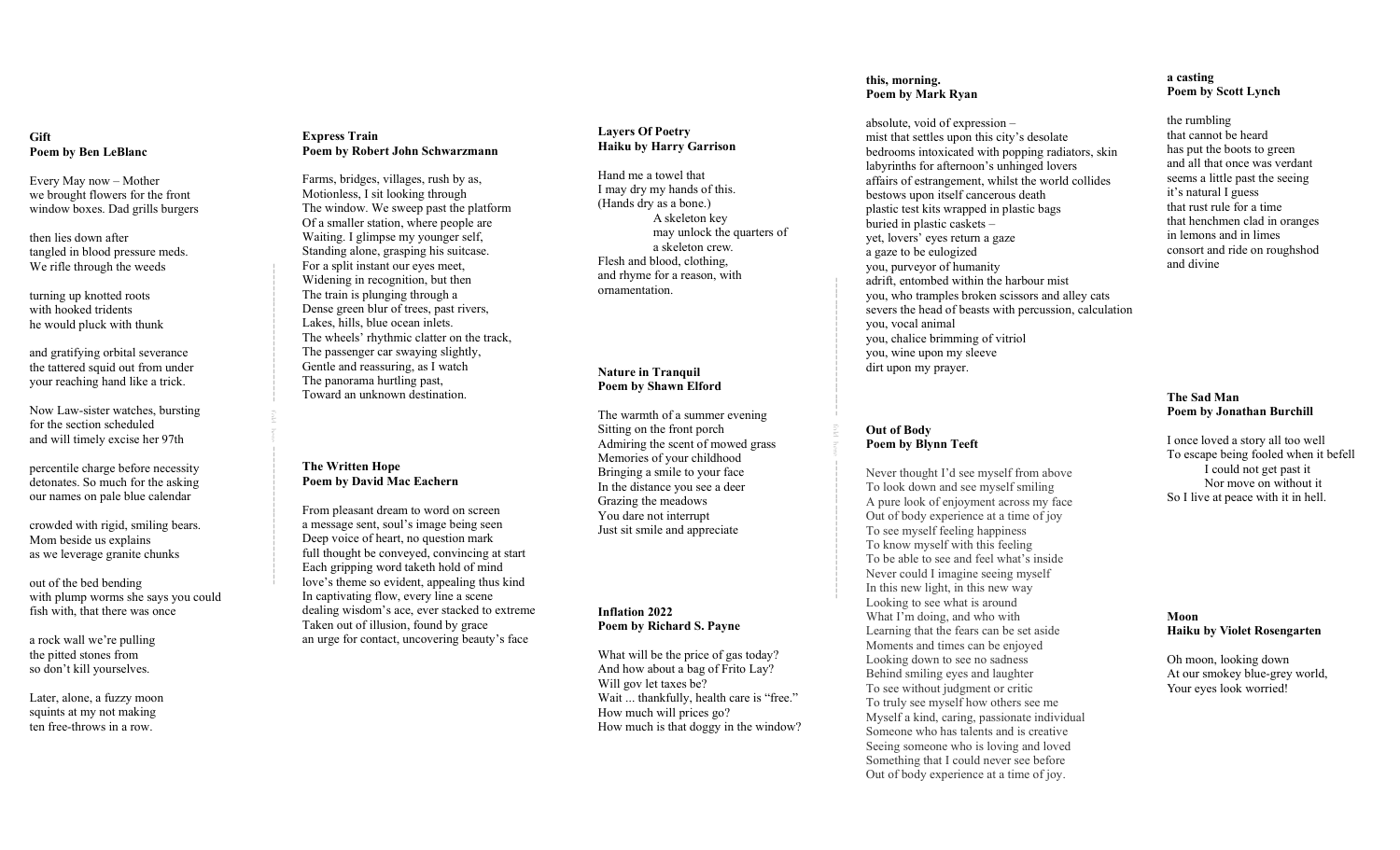## Gift
**Poem by Ben LeBlanc**

Every May now – Mother
we brought flowers for the front
window boxes. Dad grills burgers

then lies down after
tangled in blood pressure meds.
We rifle through the weeds

turning up knotted roots
with hooked tridents
he would pluck with thunk

and gratifying orbital severance
the tattered squid out from under
your reaching hand like a trick.

Now Law-sister watches, bursting
for the section scheduled
and will timely excise her 97th

percentile charge before necessity
detonates. So much for the asking
our names on pale blue calendar

crowded with rigid, smiling bears.
Mom beside us explains
as we leverage granite chunks

out of the bed bending
with plump worms she says you could
fish with, that there was once

a rock wall we're pulling
the pitted stones from
so don't kill yourselves.

Later, alone, a fuzzy moon
squints at my not making
ten free-throws in a row.

## Express Train
**Poem by Robert John Schwarzmann**

Farms, bridges, villages, rush by as,
Motionless, I sit looking through
The window. We sweep past the platform
Of a smaller station, where people are
Waiting. I glimpse my younger self,
Standing alone, grasping his suitcase.
For a split instant our eyes meet,
Widening in recognition, but then
The train is plunging through a
Dense green blur of trees, past rivers,
Lakes, hills, blue ocean inlets.
The wheels' rhythmic clatter on the track,
The passenger car swaying slightly,
Gentle and reassuring, as I watch
The panorama hurtling past,
Toward an unknown destination.

## The Written Hope
**Poem by David Mac Eachern**

From pleasant dream to word on screen
a message sent, soul's image being seen
Deep voice of heart, no question mark
full thought be conveyed, convincing at start
Each gripping word taketh hold of mind
love's theme so evident, appealing thus kind
In captivating flow, every line a scene
dealing wisdom's ace, ever stacked to extreme
Taken out of illusion, found by grace
an urge for contact, uncovering beauty's face

## Layers Of Poetry
**Haiku by Harry Garrison**

Hand me a towel that
I may dry my hands of this.
(Hands dry as a bone.)
    A skeleton key
    may unlock the quarters of
    a skeleton crew.
Flesh and blood, clothing,
and rhyme for a reason, with
ornamentation.

## Nature in Tranquil
**Poem by Shawn Elford**

The warmth of a summer evening
Sitting on the front porch
Admiring the scent of mowed grass
Memories of your childhood
Bringing a smile to your face
In the distance you see a deer
Grazing the meadows
You dare not interrupt
Just sit smile and appreciate

## Inflation 2022
**Poem by Richard S. Payne**

What will be the price of gas today?
And how about a bag of Frito Lay?
Will gov let taxes be?
Wait ... thankfully, health care is "free."
How much will prices go?
How much is that doggy in the window?

## this, morning.
**Poem by Mark Ryan**

absolute, void of expression –
mist that settles upon this city's desolate
bedrooms intoxicated with popping radiators, skin
labyrinths for afternoon's unhinged lovers
affairs of estrangement, whilst the world collides
bestows upon itself cancerous death
plastic test kits wrapped in plastic bags
buried in plastic caskets –
yet, lovers' eyes return a gaze
a gaze to be eulogized
you, purveyor of humanity
adrift, entombed within the harbour mist
you, who tramples broken scissors and alley cats
severs the head of beasts with percussion, calculation
you, vocal animal
you, chalice brimming of vitriol
you, wine upon my sleeve
dirt upon my prayer.

## Out of Body
**Poem by Blynn Teeft**

Never thought I'd see myself from above
To look down and see myself smiling
A pure look of enjoyment across my face
Out of body experience at a time of joy
To see myself feeling happiness
To know myself with this feeling
To be able to see and feel what's inside
Never could I imagine seeing myself
In this new light, in this new way
Looking to see what is around
What I'm doing, and who with
Learning that the fears can be set aside
Moments and times can be enjoyed
Looking down to see no sadness
Behind smiling eyes and laughter
To see without judgment or critic
To truly see myself how others see me
Myself a kind, caring, passionate individual
Someone who has talents and is creative
Seeing someone who is loving and loved
Something that I could never see before
Out of body experience at a time of joy.

## a casting
**Poem by Scott Lynch**

the rumbling
that cannot be heard
has put the boots to green
and all that once was verdant
seems a little past the seeing
it's natural I guess
that rust rule for a time
that henchmen clad in oranges
in lemons and in limes
consort and ride on roughshod
and divine

## The Sad Man
**Poem by Jonathan Burchill**

I once loved a story all too well
To escape being fooled when it befell
    I could not get past it
    Nor move on without it
So I live at peace with it in hell.

## Moon
**Haiku by Violet Rosengarten**

Oh moon, looking down
At our smokey blue-grey world,
Your eyes look worried!